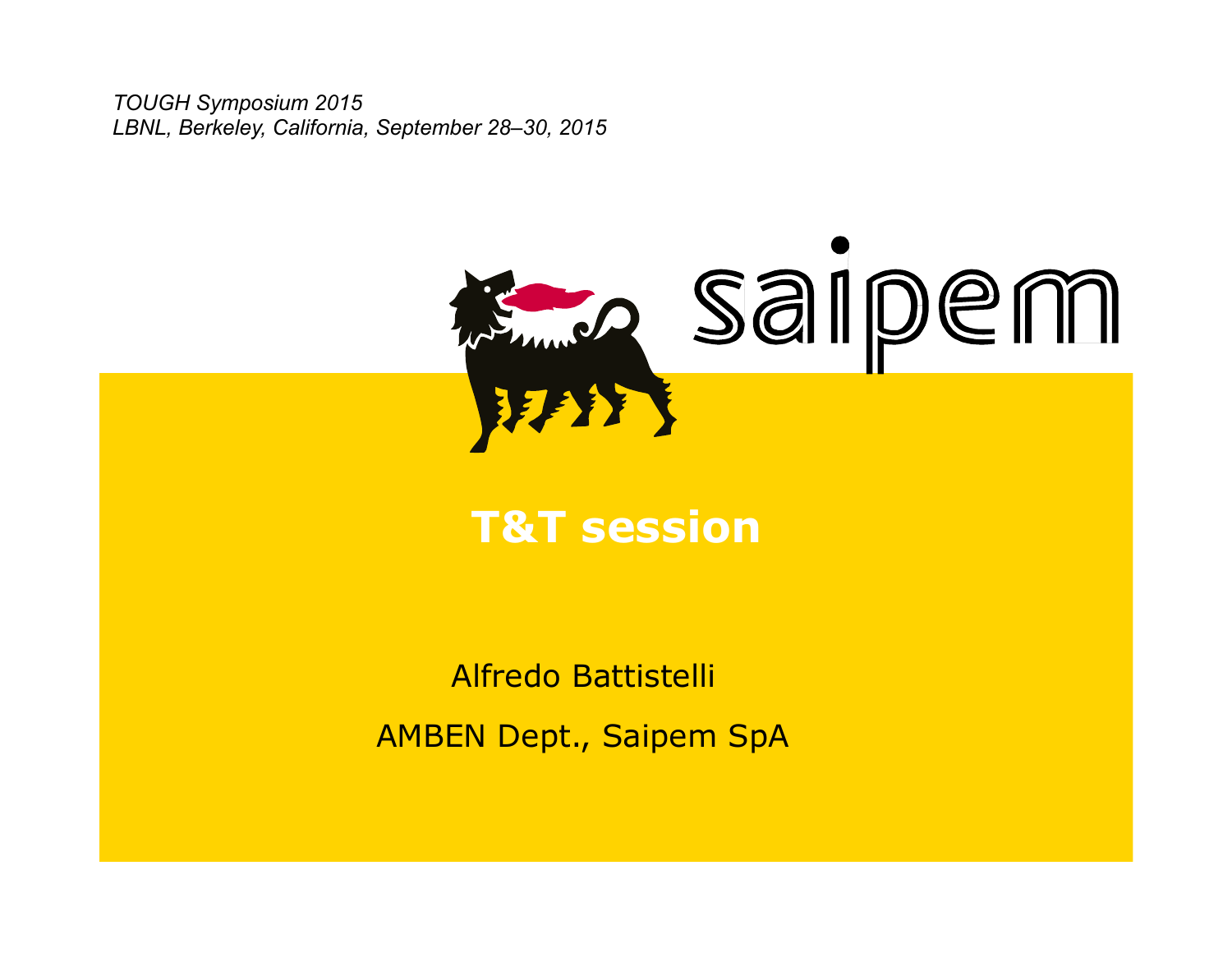*TOUGH Symposium 2015*
*LBNL, Berkeley, California, September 28–30, 2015*

saipem

# T&T session

Alfredo Battistelli

AMBEN Dept., Saipem SpA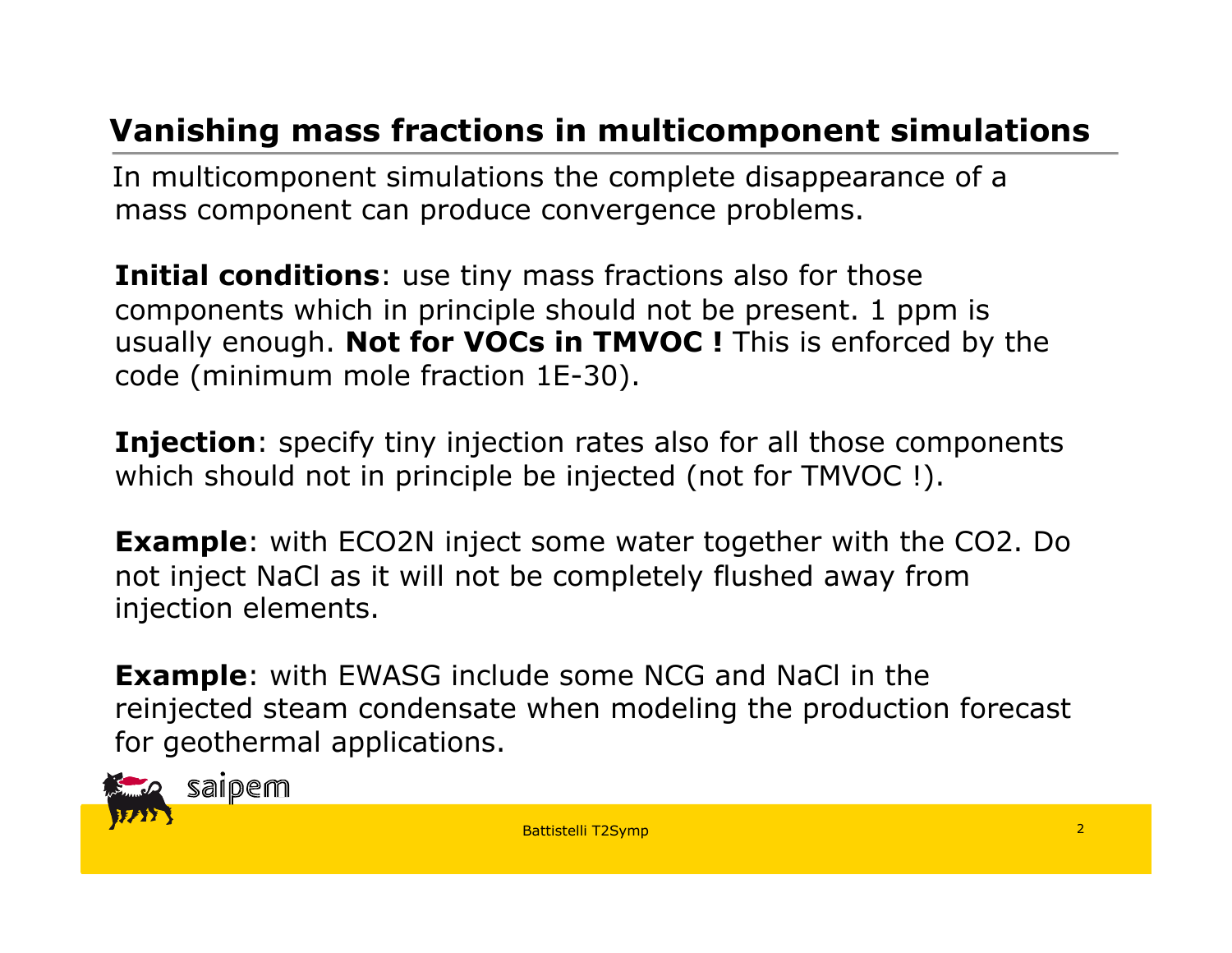# Vanishing mass fractions in multicomponent simulations

In multicomponent simulations the complete disappearance of a mass component can produce convergence problems.

**Initial conditions**: use tiny mass fractions also for those components which in principle should not be present. 1 ppm is usually enough. **Not for VOCs in TMVOC !** This is enforced by the code (minimum mole fraction 1E-30).

**Injection**: specify tiny injection rates also for all those components which should not in principle be injected (not for TMVOC !).

**Example**: with ECO2N inject some water together with the $CO_2$. Do not inject NaCl as it will not be completely flushed away from injection elements.

**Example**: with EWASG include some NCG and NaCl in the reinjected steam condensate when modeling the production forecast for geothermal applications.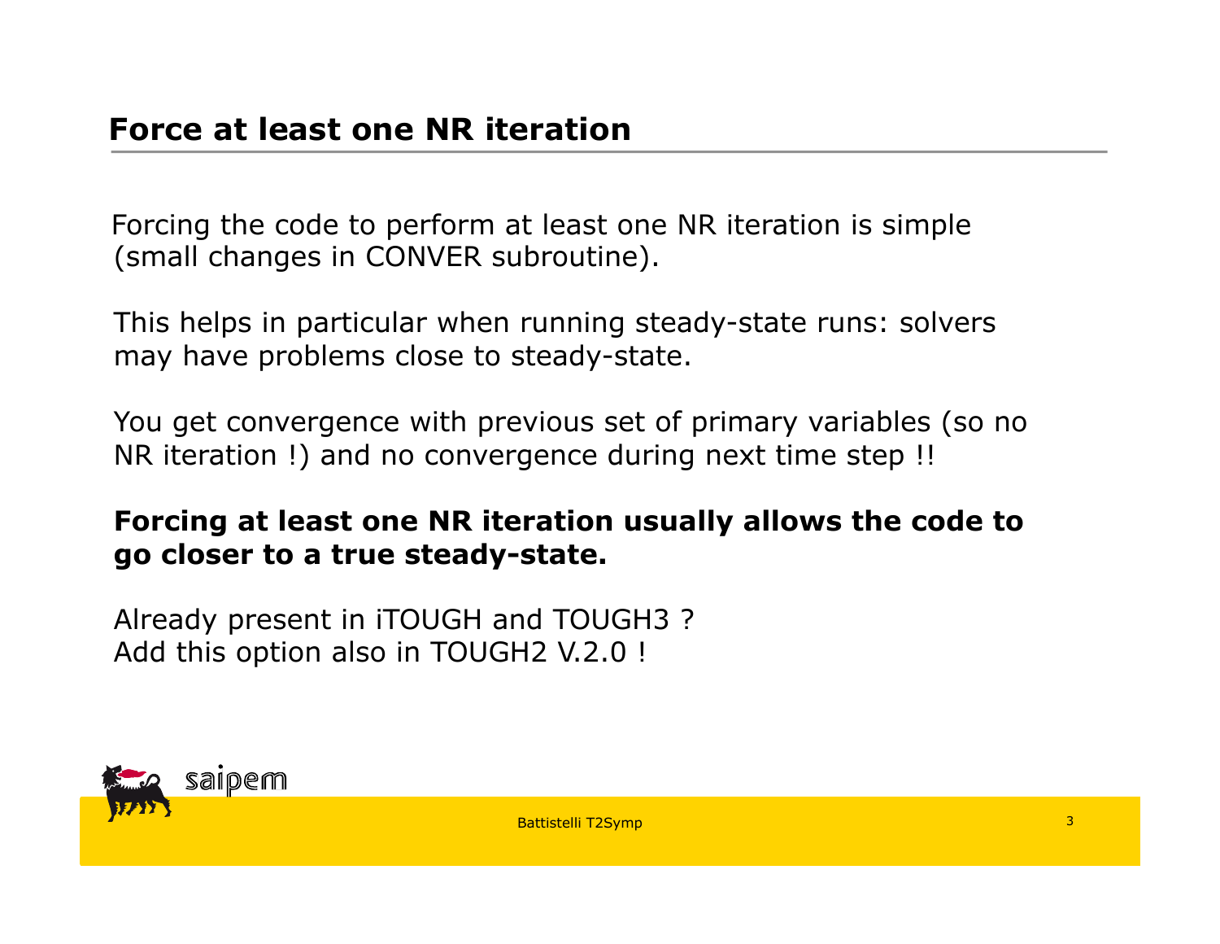## Force at least one NR iteration

Forcing the code to perform at least one NR iteration is simple (small changes in CONVER subroutine).

This helps in particular when running steady-state runs: solvers may have problems close to steady-state.

You get convergence with previous set of primary variables (so no NR iteration !) and no convergence during next time step !!

**Forcing at least one NR iteration usually allows the code to go closer to a true steady-state.**

Already present in iTOUGH and TOUGH3 ?
Add this option also in TOUGH2 V.2.0 !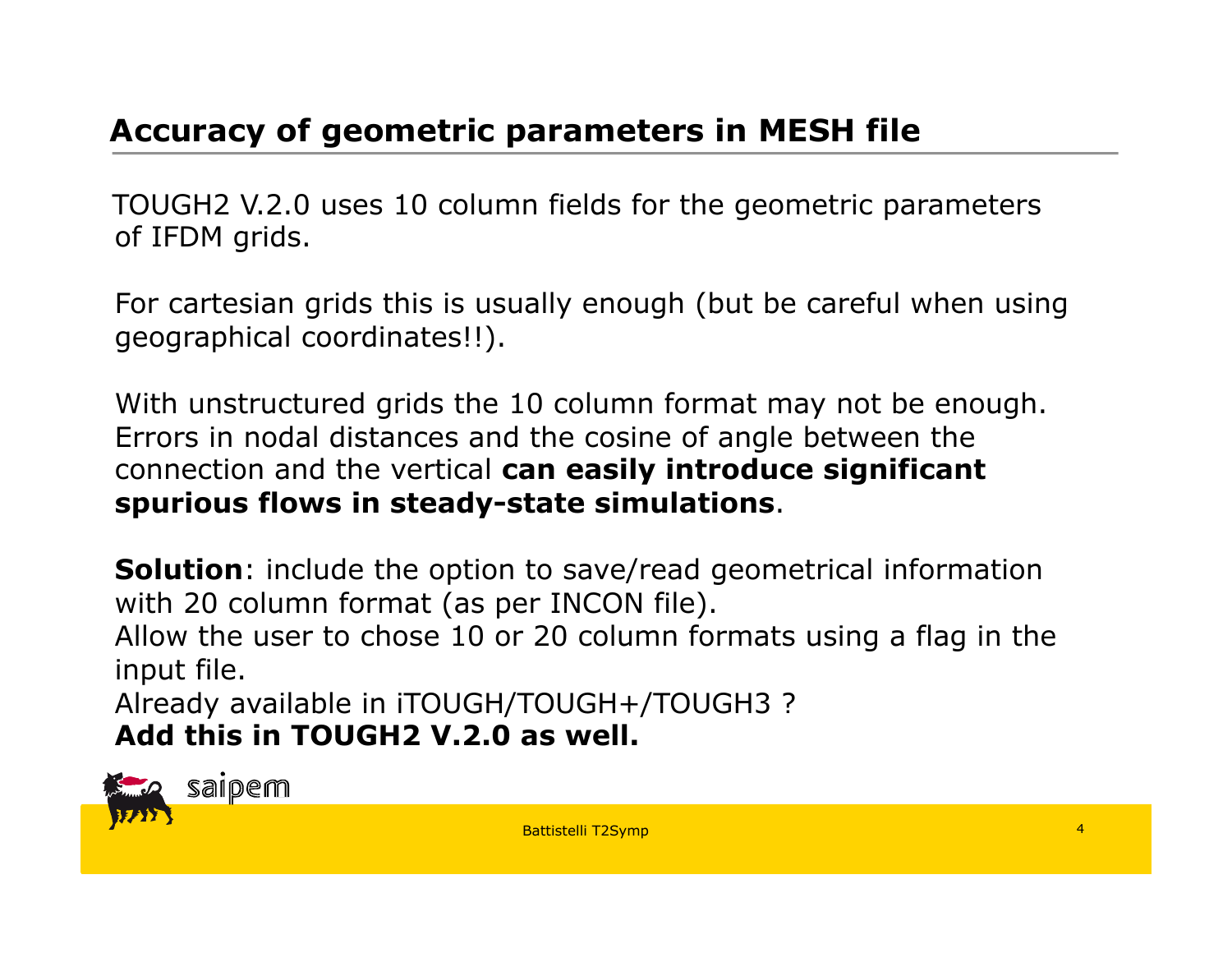## Accuracy of geometric parameters in MESH file

TOUGH2 V.2.0 uses 10 column fields for the geometric parameters of IFDM grids.

For cartesian grids this is usually enough (but be careful when using geographical coordinates!!).

With unstructured grids the 10 column format may not be enough. Errors in nodal distances and the cosine of angle between the connection and the vertical **can easily introduce significant spurious flows in steady-state simulations**.

**Solution**: include the option to save/read geometrical information with 20 column format (as per INCON file).
Allow the user to chose 10 or 20 column formats using a flag in the input file.
Already available in iTOUGH/TOUGH+/TOUGH3 ?
**Add this in TOUGH2 V.2.0 as well.**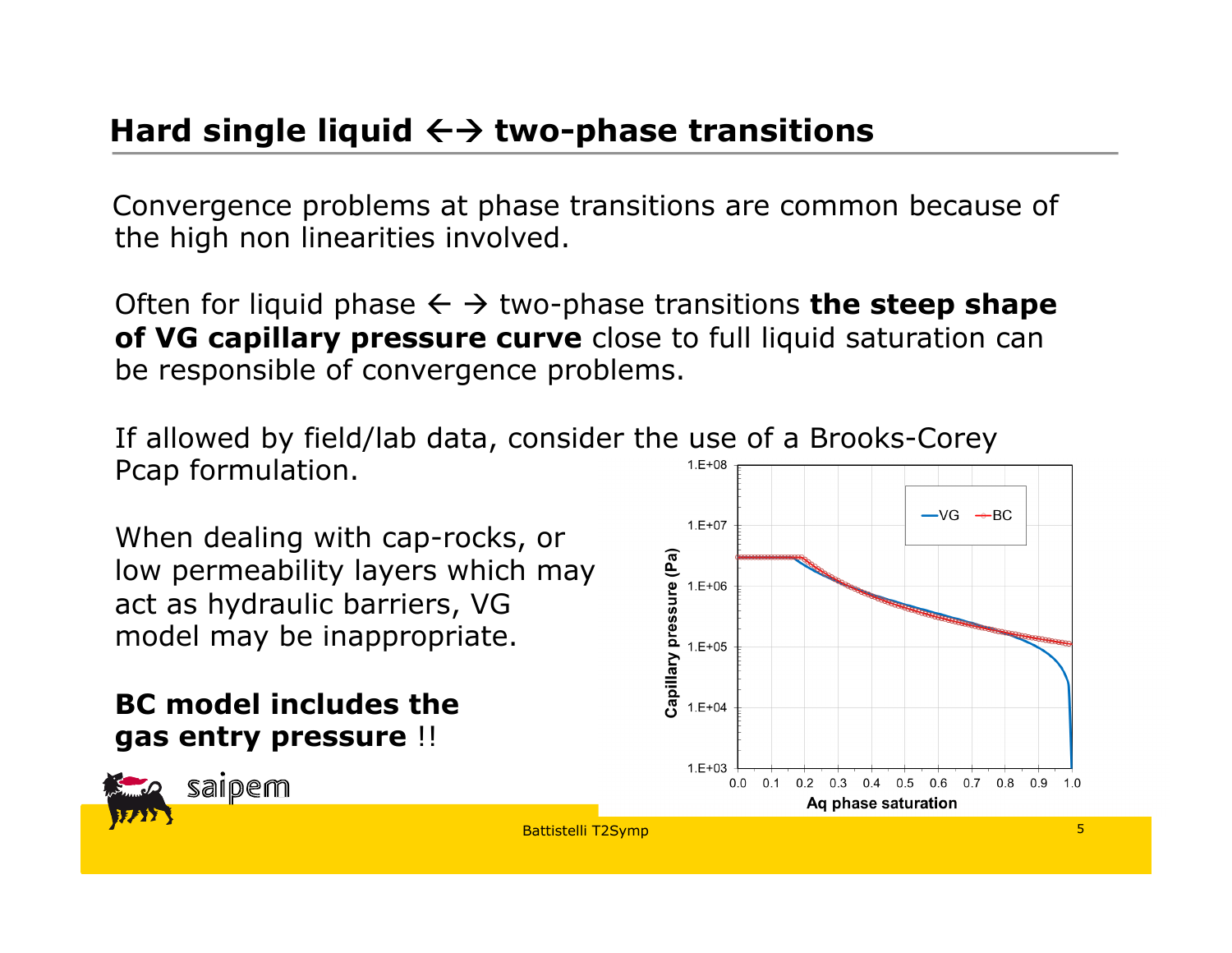## Hard single liquid ←→ two-phase transitions

Convergence problems at phase transitions are common because of the high non linearities involved.

Often for liquid phase ← → two-phase transitions **the steep shape of VG capillary pressure curve** close to full liquid saturation can be responsible of convergence problems.

If allowed by field/lab data, consider the use of a Brooks-Corey Pcap formulation.

When dealing with cap-rocks, or low permeability layers which may act as hydraulic barriers, VG model may be inappropriate.

**BC model includes the gas entry pressure** !!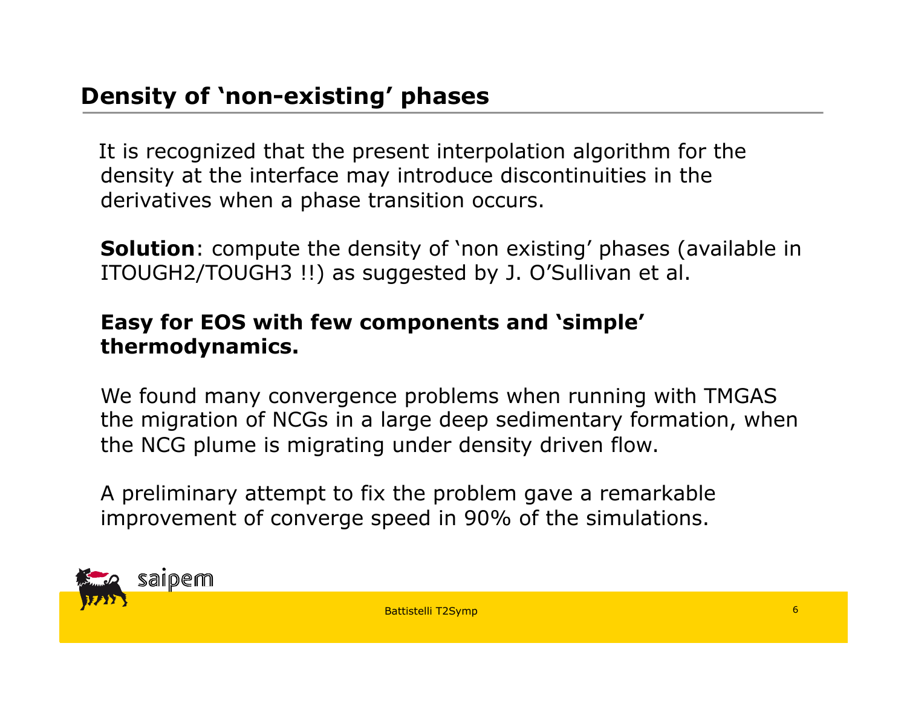## Density of 'non-existing' phases

It is recognized that the present interpolation algorithm for the density at the interface may introduce discontinuities in the derivatives when a phase transition occurs.

**Solution**: compute the density of 'non existing' phases (available in ITOUGH2/TOUGH3 !!) as suggested by J. O'Sullivan et al.

**Easy for EOS with few components and 'simple' thermodynamics.**

We found many convergence problems when running with TMGAS the migration of NCGs in a large deep sedimentary formation, when the NCG plume is migrating under density driven flow.

A preliminary attempt to fix the problem gave a remarkable improvement of converge speed in 90% of the simulations.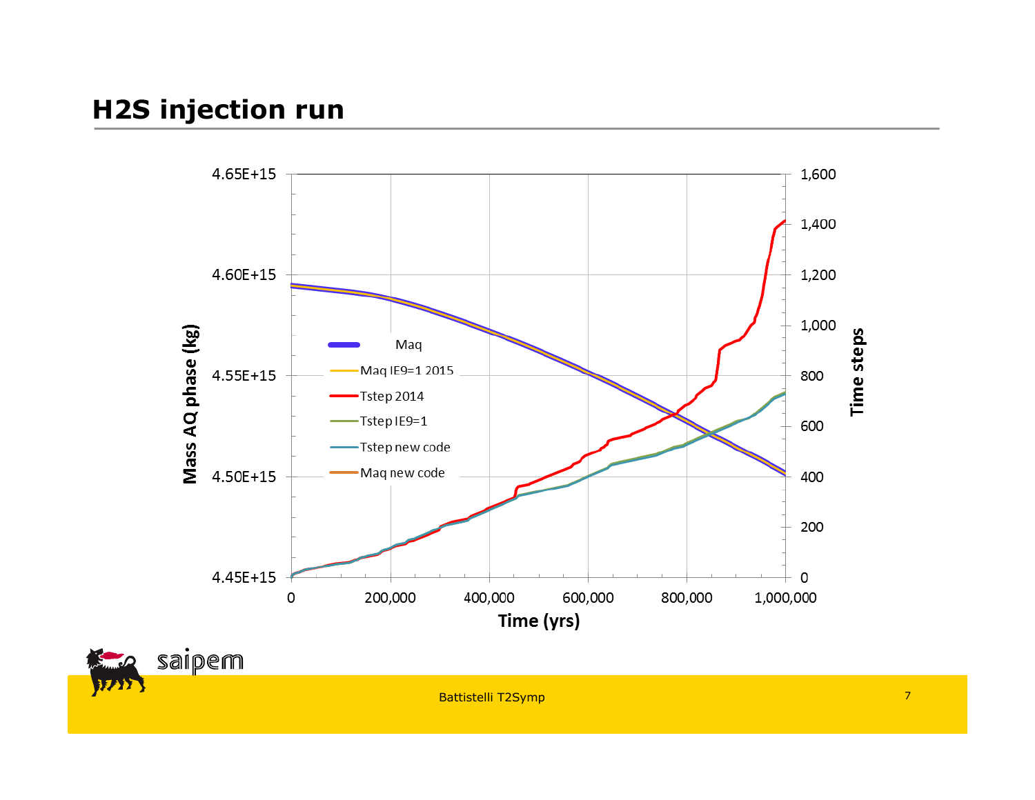# H2S injection run

Mass AQ phase (kg)

4.65E+15
4.60E+15
4.55E+15
4.50E+15
4.45E+15

Time steps

1,600
1,400
1,200
1,000
800
600
400
200
0

Time (yrs)

0 200,000 400,000 600,000 800,000 1,000,000

- Maq
- Maq IE9=1 2015
- Tstep 2014
- Tstep IE9=1
- Tstep new code
- Maq new code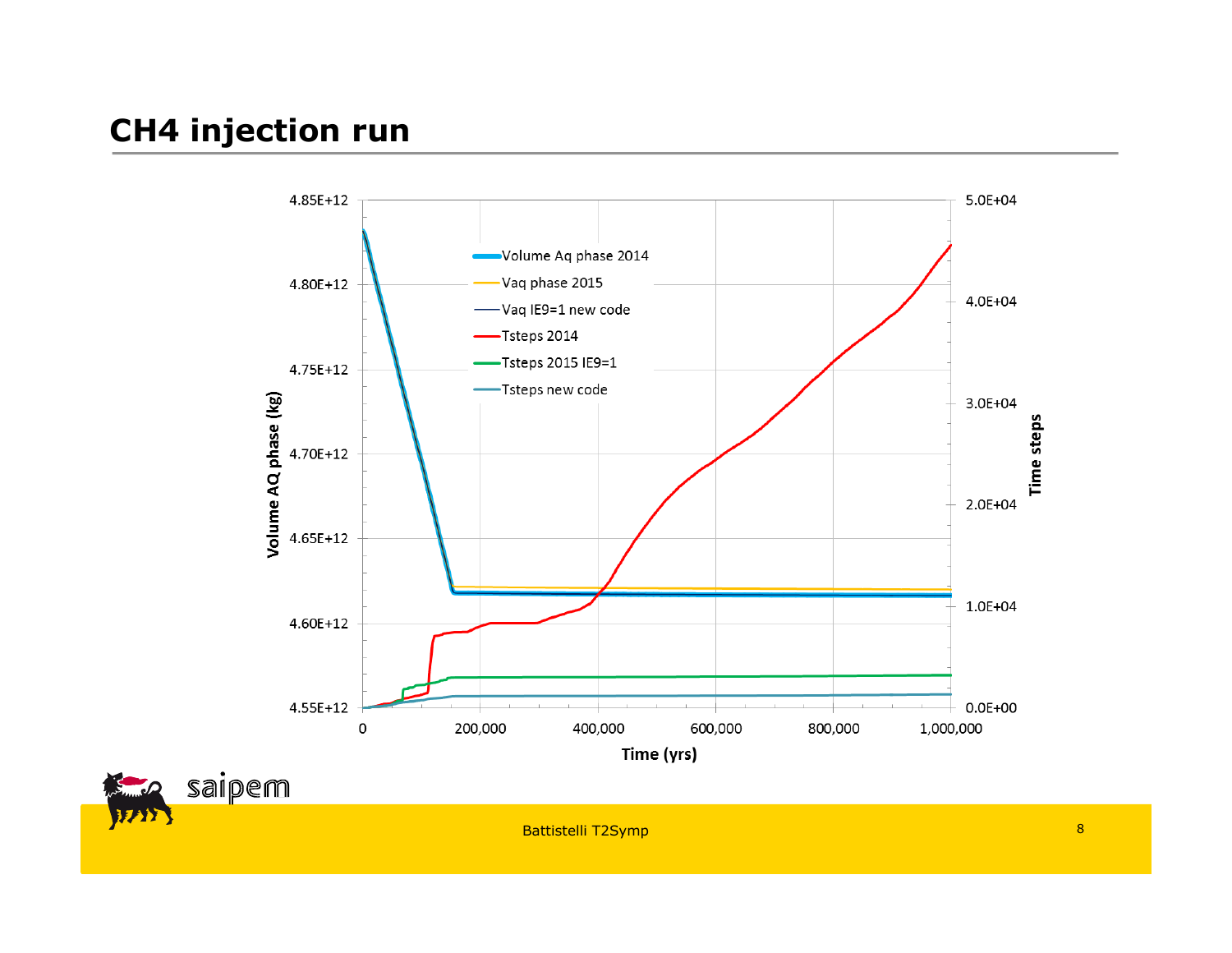# CH4 injection run

Volume AQ phase (kg)

4.85E+12
4.80E+12
4.75E+12
4.70E+12
4.65E+12
4.60E+12
4.55E+12

Time steps

5.0E+04
4.0E+04
3.0E+04
2.0E+04
1.0E+04
0.0E+00

Time (yrs)

0 200,000 400,000 600,000 800,000 1,000,000

- Volume Aq phase 2014
- Vaq phase 2015
- Vaq IE9=1 new code
- Tsteps 2014
- Tsteps 2015 IE9=1
- Tsteps new code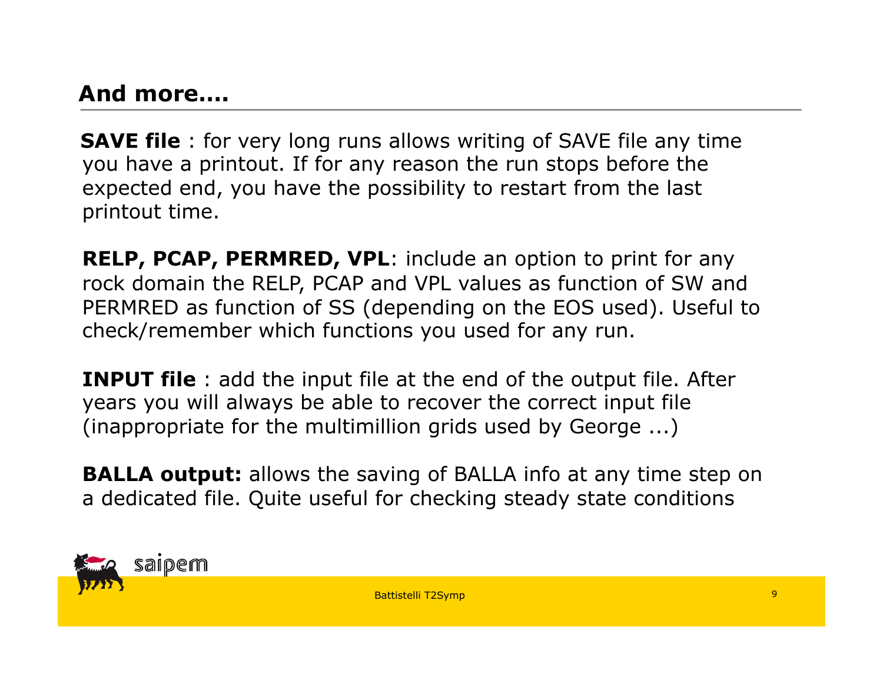## And more….

**SAVE file** : for very long runs allows writing of SAVE file any time you have a printout. If for any reason the run stops before the expected end, you have the possibility to restart from the last printout time.

**RELP, PCAP, PERMRED, VPL**: include an option to print for any rock domain the RELP, PCAP and VPL values as function of SW and PERMRED as function of SS (depending on the EOS used). Useful to check/remember which functions you used for any run.

**INPUT file** : add the input file at the end of the output file. After years you will always be able to recover the correct input file (inappropriate for the multimillion grids used by George ...)

**BALLA output:** allows the saving of BALLA info at any time step on a dedicated file. Quite useful for checking steady state conditions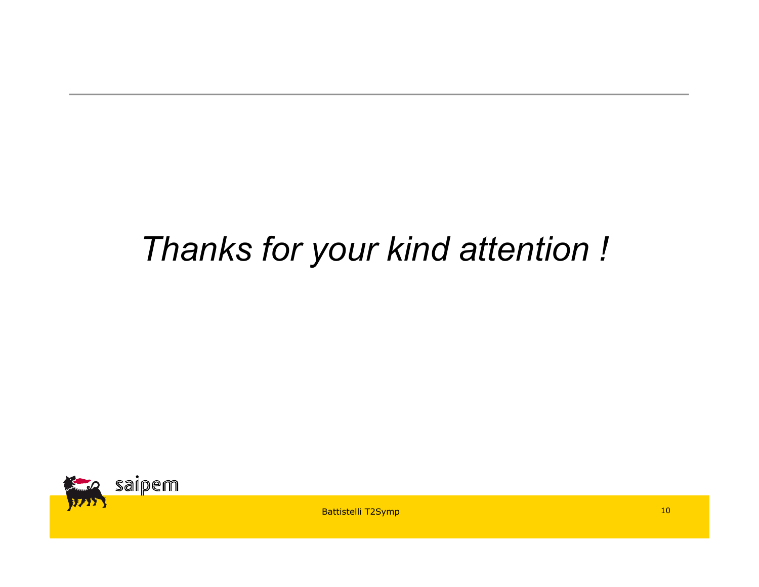*Thanks for your kind attention !*